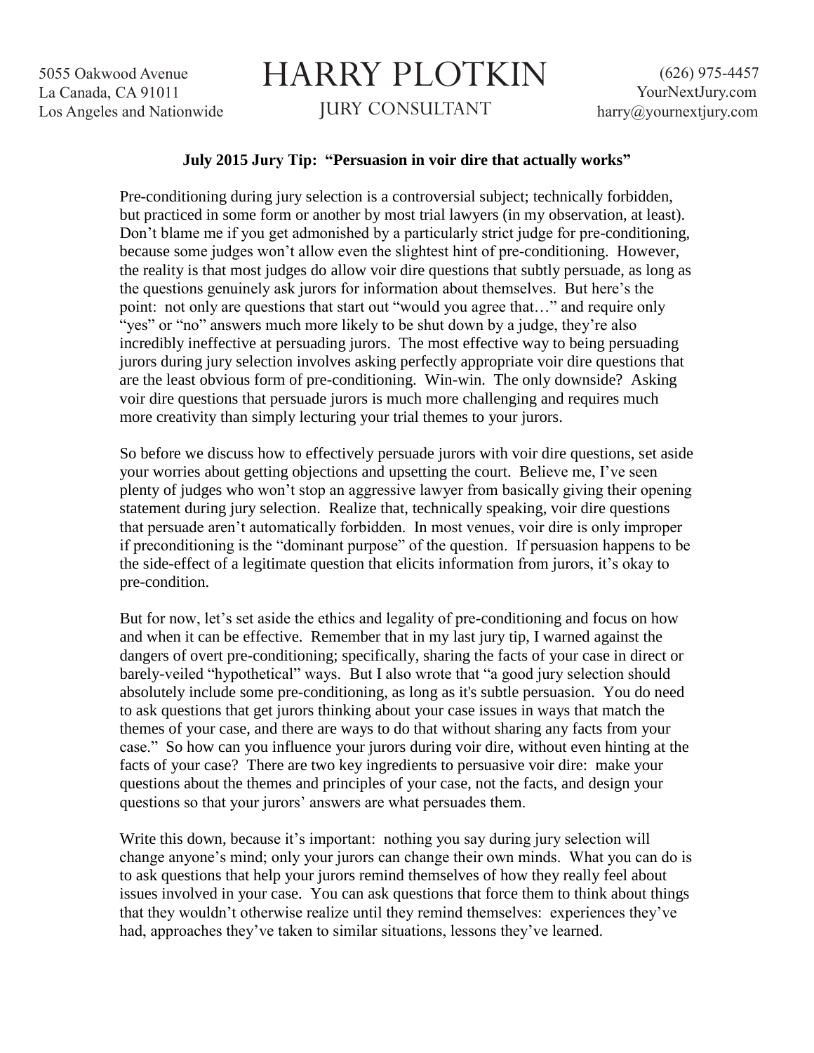5055 Oakwood Avenue
La Canada, CA 91011
Los Angeles and Nationwide

# HARRY PLOTKIN

JURY CONSULTANT

(626) 975-4457
YourNextJury.com
harry@yournextjury.com

**July 2015 Jury Tip: "Persuasion in voir dire that actually works"**

Pre-conditioning during jury selection is a controversial subject; technically forbidden, but practiced in some form or another by most trial lawyers (in my observation, at least). Don't blame me if you get admonished by a particularly strict judge for pre-conditioning, because some judges won't allow even the slightest hint of pre-conditioning. However, the reality is that most judges do allow voir dire questions that subtly persuade, as long as the questions genuinely ask jurors for information about themselves. But here's the point: not only are questions that start out "would you agree that…" and require only "yes" or "no" answers much more likely to be shut down by a judge, they're also incredibly ineffective at persuading jurors. The most effective way to being persuading jurors during jury selection involves asking perfectly appropriate voir dire questions that are the least obvious form of pre-conditioning. Win-win. The only downside? Asking voir dire questions that persuade jurors is much more challenging and requires much more creativity than simply lecturing your trial themes to your jurors.

So before we discuss how to effectively persuade jurors with voir dire questions, set aside your worries about getting objections and upsetting the court. Believe me, I've seen plenty of judges who won't stop an aggressive lawyer from basically giving their opening statement during jury selection. Realize that, technically speaking, voir dire questions that persuade aren't automatically forbidden. In most venues, voir dire is only improper if preconditioning is the "dominant purpose" of the question. If persuasion happens to be the side-effect of a legitimate question that elicits information from jurors, it's okay to pre-condition.

But for now, let's set aside the ethics and legality of pre-conditioning and focus on how and when it can be effective. Remember that in my last jury tip, I warned against the dangers of overt pre-conditioning; specifically, sharing the facts of your case in direct or barely-veiled "hypothetical" ways. But I also wrote that "a good jury selection should absolutely include some pre-conditioning, as long as it's subtle persuasion. You do need to ask questions that get jurors thinking about your case issues in ways that match the themes of your case, and there are ways to do that without sharing any facts from your case." So how can you influence your jurors during voir dire, without even hinting at the facts of your case? There are two key ingredients to persuasive voir dire: make your questions about the themes and principles of your case, not the facts, and design your questions so that your jurors' answers are what persuades them.

Write this down, because it's important: nothing you say during jury selection will change anyone's mind; only your jurors can change their own minds. What you can do is to ask questions that help your jurors remind themselves of how they really feel about issues involved in your case. You can ask questions that force them to think about things that they wouldn't otherwise realize until they remind themselves: experiences they've had, approaches they've taken to similar situations, lessons they've learned.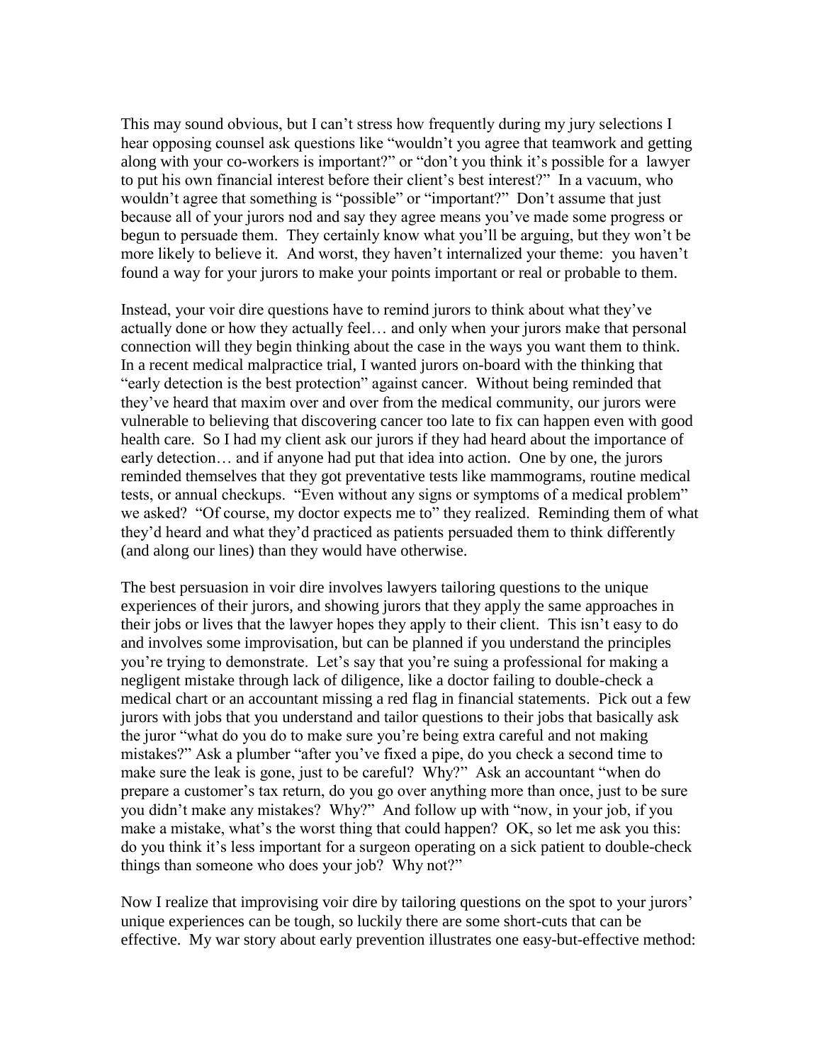This may sound obvious, but I can't stress how frequently during my jury selections I hear opposing counsel ask questions like "wouldn't you agree that teamwork and getting along with your co-workers is important?" or "don't you think it's possible for a lawyer to put his own financial interest before their client's best interest?" In a vacuum, who wouldn't agree that something is "possible" or "important?" Don't assume that just because all of your jurors nod and say they agree means you've made some progress or begun to persuade them. They certainly know what you'll be arguing, but they won't be more likely to believe it. And worst, they haven't internalized your theme: you haven't found a way for your jurors to make your points important or real or probable to them.

Instead, your voir dire questions have to remind jurors to think about what they've actually done or how they actually feel… and only when your jurors make that personal connection will they begin thinking about the case in the ways you want them to think. In a recent medical malpractice trial, I wanted jurors on-board with the thinking that "early detection is the best protection" against cancer. Without being reminded that they've heard that maxim over and over from the medical community, our jurors were vulnerable to believing that discovering cancer too late to fix can happen even with good health care. So I had my client ask our jurors if they had heard about the importance of early detection… and if anyone had put that idea into action. One by one, the jurors reminded themselves that they got preventative tests like mammograms, routine medical tests, or annual checkups. "Even without any signs or symptoms of a medical problem" we asked? "Of course, my doctor expects me to" they realized. Reminding them of what they'd heard and what they'd practiced as patients persuaded them to think differently (and along our lines) than they would have otherwise.

The best persuasion in voir dire involves lawyers tailoring questions to the unique experiences of their jurors, and showing jurors that they apply the same approaches in their jobs or lives that the lawyer hopes they apply to their client. This isn't easy to do and involves some improvisation, but can be planned if you understand the principles you're trying to demonstrate. Let's say that you're suing a professional for making a negligent mistake through lack of diligence, like a doctor failing to double-check a medical chart or an accountant missing a red flag in financial statements. Pick out a few jurors with jobs that you understand and tailor questions to their jobs that basically ask the juror "what do you do to make sure you're being extra careful and not making mistakes?" Ask a plumber "after you've fixed a pipe, do you check a second time to make sure the leak is gone, just to be careful? Why?" Ask an accountant "when do prepare a customer's tax return, do you go over anything more than once, just to be sure you didn't make any mistakes? Why?" And follow up with "now, in your job, if you make a mistake, what's the worst thing that could happen? OK, so let me ask you this: do you think it's less important for a surgeon operating on a sick patient to double-check things than someone who does your job? Why not?"

Now I realize that improvising voir dire by tailoring questions on the spot to your jurors' unique experiences can be tough, so luckily there are some short-cuts that can be effective. My war story about early prevention illustrates one easy-but-effective method: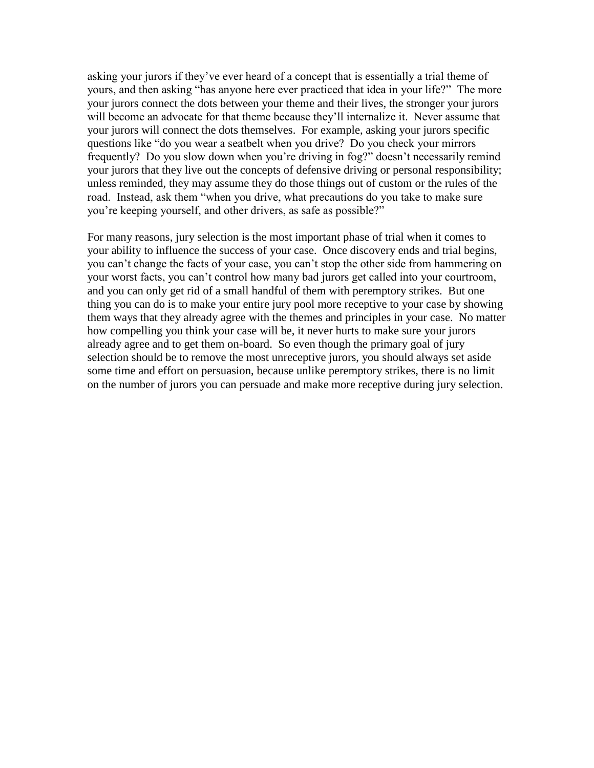asking your jurors if they've ever heard of a concept that is essentially a trial theme of yours, and then asking "has anyone here ever practiced that idea in your life?" The more your jurors connect the dots between your theme and their lives, the stronger your jurors will become an advocate for that theme because they'll internalize it. Never assume that your jurors will connect the dots themselves. For example, asking your jurors specific questions like "do you wear a seatbelt when you drive? Do you check your mirrors frequently? Do you slow down when you're driving in fog?" doesn't necessarily remind your jurors that they live out the concepts of defensive driving or personal responsibility; unless reminded, they may assume they do those things out of custom or the rules of the road. Instead, ask them "when you drive, what precautions do you take to make sure you're keeping yourself, and other drivers, as safe as possible?"

For many reasons, jury selection is the most important phase of trial when it comes to your ability to influence the success of your case. Once discovery ends and trial begins, you can't change the facts of your case, you can't stop the other side from hammering on your worst facts, you can't control how many bad jurors get called into your courtroom, and you can only get rid of a small handful of them with peremptory strikes. But one thing you can do is to make your entire jury pool more receptive to your case by showing them ways that they already agree with the themes and principles in your case. No matter how compelling you think your case will be, it never hurts to make sure your jurors already agree and to get them on-board. So even though the primary goal of jury selection should be to remove the most unreceptive jurors, you should always set aside some time and effort on persuasion, because unlike peremptory strikes, there is no limit on the number of jurors you can persuade and make more receptive during jury selection.